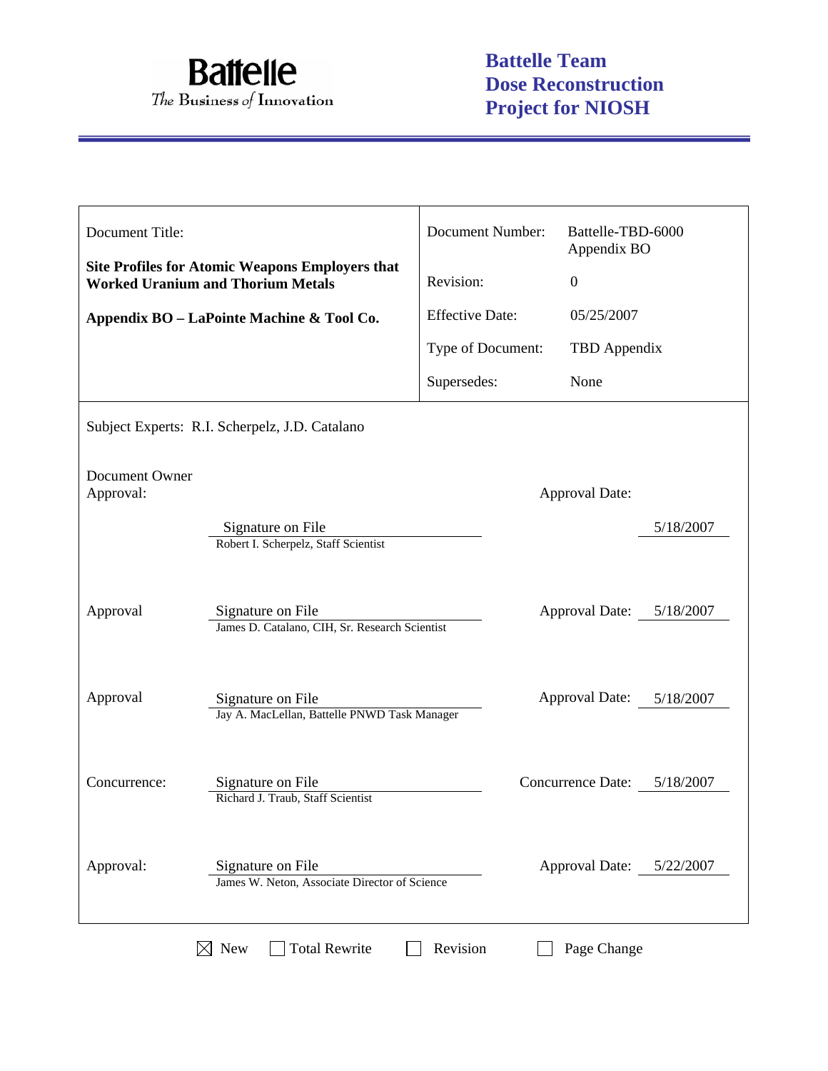**Battelle**
*The Business of Innovation*

**Battelle Team Dose Reconstruction Project for NIOSH**

| Document Title: | Document Number: | Battelle-TBD-6000 Appendix BO |
|---|---|---|
| **Site Profiles for Atomic Weapons Employers that Worked Uranium and Thorium Metals** | Revision: | 0 |
| **Appendix BO – LaPointe Machine & Tool Co.** | Effective Date: | 05/25/2007 |
| | Type of Document: | TBD Appendix |
| | Supersedes: | None |

Subject Experts: R.I. Scherpelz, J.D. Catalano

| | | | |
|---|---|---|---|
| Document Owner Approval: | Signature on File<br>Robert I. Scherpelz, Staff Scientist | Approval Date: | 5/18/2007 |
| Approval | Signature on File<br>James D. Catalano, CIH, Sr. Research Scientist | Approval Date: | 5/18/2007 |
| Approval | Signature on File<br>Jay A. MacLellan, Battelle PNWD Task Manager | Approval Date: | 5/18/2007 |
| Concurrence: | Signature on File<br>Richard J. Traub, Staff Scientist | Concurrence Date: | 5/18/2007 |
| Approval: | Signature on File<br>James W. Neton, Associate Director of Science | Approval Date: | 5/22/2007 |

☒ New ☐ Total Rewrite ☐ Revision ☐ Page Change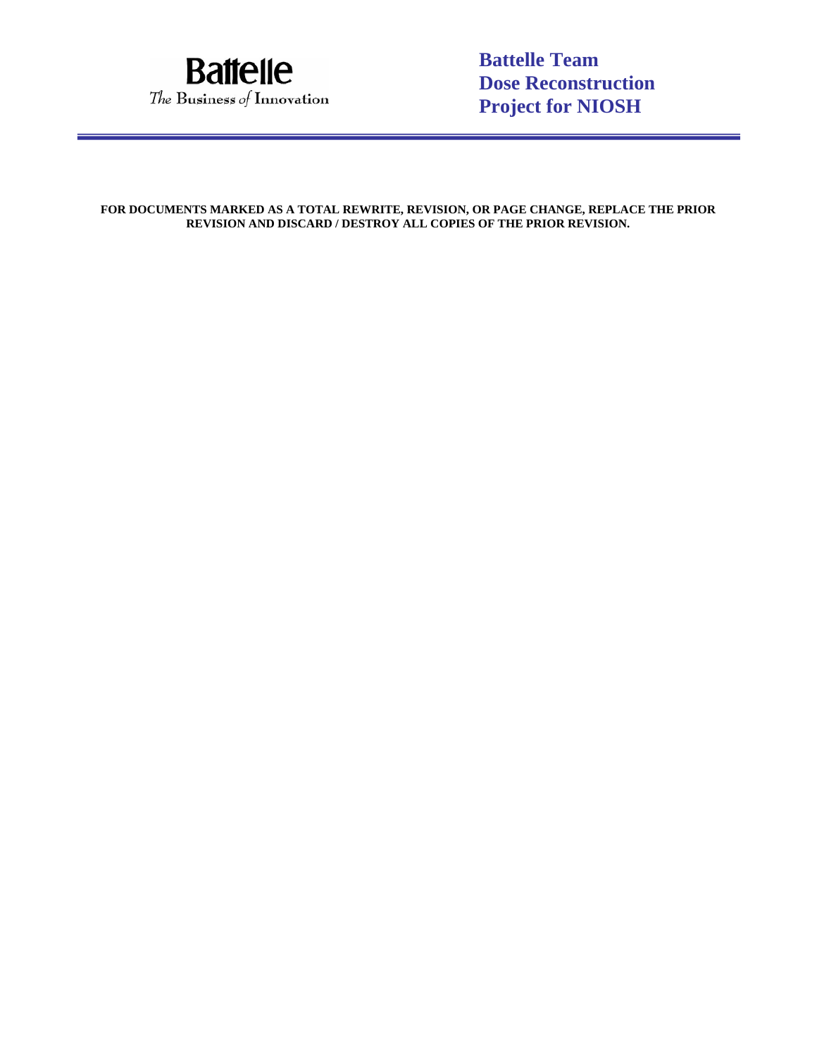Battelle
The Business of Innovation

**Battelle Team**
**Dose Reconstruction**
**Project for NIOSH**

**FOR DOCUMENTS MARKED AS A TOTAL REWRITE, REVISION, OR PAGE CHANGE, REPLACE THE PRIOR REVISION AND DISCARD / DESTROY ALL COPIES OF THE PRIOR REVISION.**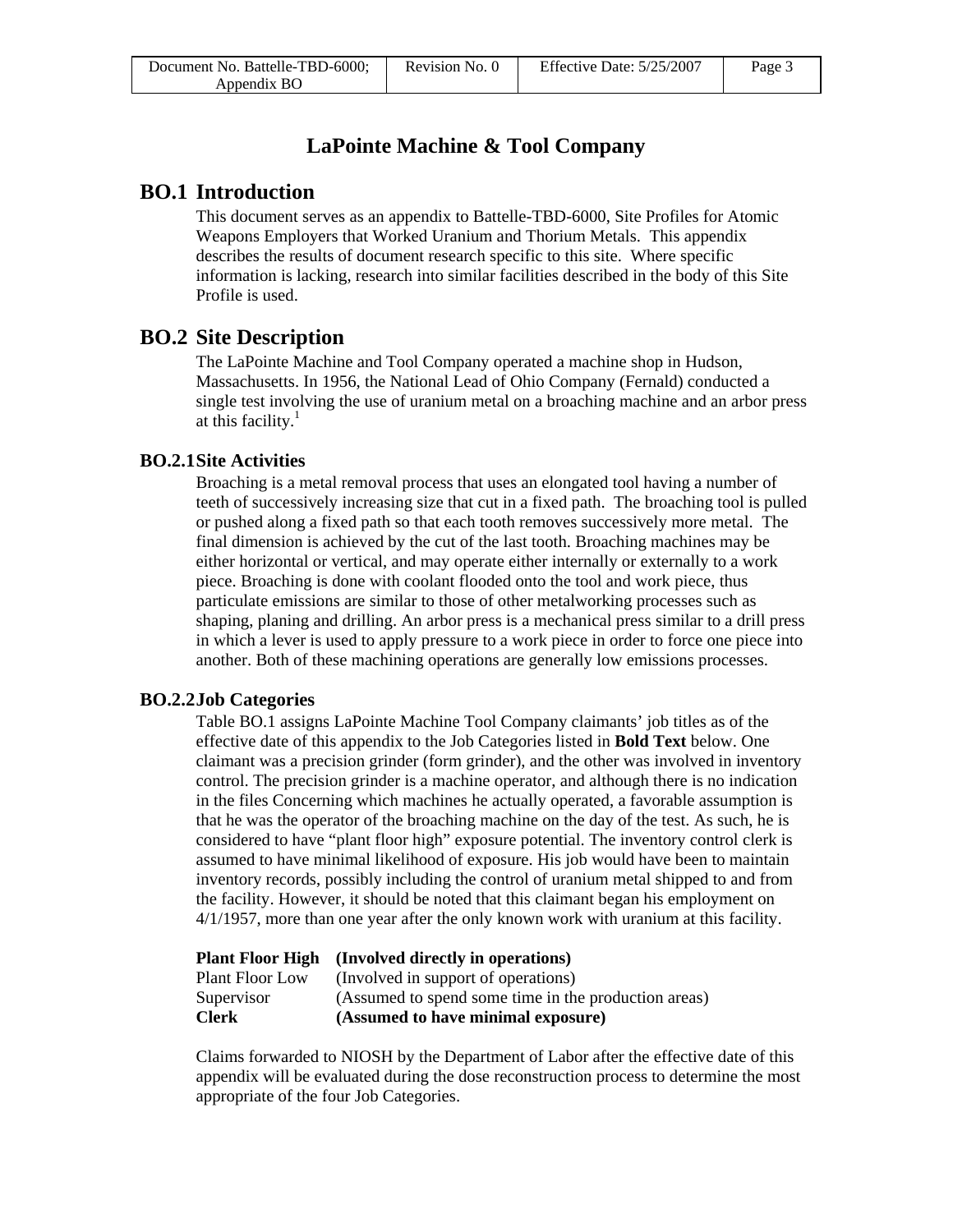# LaPointe Machine & Tool Company

## BO.1 Introduction

This document serves as an appendix to Battelle-TBD-6000, Site Profiles for Atomic Weapons Employers that Worked Uranium and Thorium Metals. This appendix describes the results of document research specific to this site. Where specific information is lacking, research into similar facilities described in the body of this Site Profile is used.

## BO.2 Site Description

The LaPointe Machine and Tool Company operated a machine shop in Hudson, Massachusetts. In 1956, the National Lead of Ohio Company (Fernald) conducted a single test involving the use of uranium metal on a broaching machine and an arbor press at this facility.[1]

### BO.2.1 Site Activities

Broaching is a metal removal process that uses an elongated tool having a number of teeth of successively increasing size that cut in a fixed path. The broaching tool is pulled or pushed along a fixed path so that each tooth removes successively more metal. The final dimension is achieved by the cut of the last tooth. Broaching machines may be either horizontal or vertical, and may operate either internally or externally to a work piece. Broaching is done with coolant flooded onto the tool and work piece, thus particulate emissions are similar to those of other metalworking processes such as shaping, planing and drilling. An arbor press is a mechanical press similar to a drill press in which a lever is used to apply pressure to a work piece in order to force one piece into another. Both of these machining operations are generally low emissions processes.

### BO.2.2 Job Categories

Table BO.1 assigns LaPointe Machine Tool Company claimants' job titles as of the effective date of this appendix to the Job Categories listed in **Bold Text** below. One claimant was a precision grinder (form grinder), and the other was involved in inventory control. The precision grinder is a machine operator, and although there is no indication in the files Concerning which machines he actually operated, a favorable assumption is that he was the operator of the broaching machine on the day of the test. As such, he is considered to have "plant floor high" exposure potential. The inventory control clerk is assumed to have minimal likelihood of exposure. His job would have been to maintain inventory records, possibly including the control of uranium metal shipped to and from the facility. However, it should be noted that this claimant began his employment on 4/1/1957, more than one year after the only known work with uranium at this facility.

| | |
|---|---|
| **Plant Floor High** | **(Involved directly in operations)** |
| Plant Floor Low | (Involved in support of operations) |
| Supervisor | (Assumed to spend some time in the production areas) |
| **Clerk** | **(Assumed to have minimal exposure)** |

Claims forwarded to NIOSH by the Department of Labor after the effective date of this appendix will be evaluated during the dose reconstruction process to determine the most appropriate of the four Job Categories.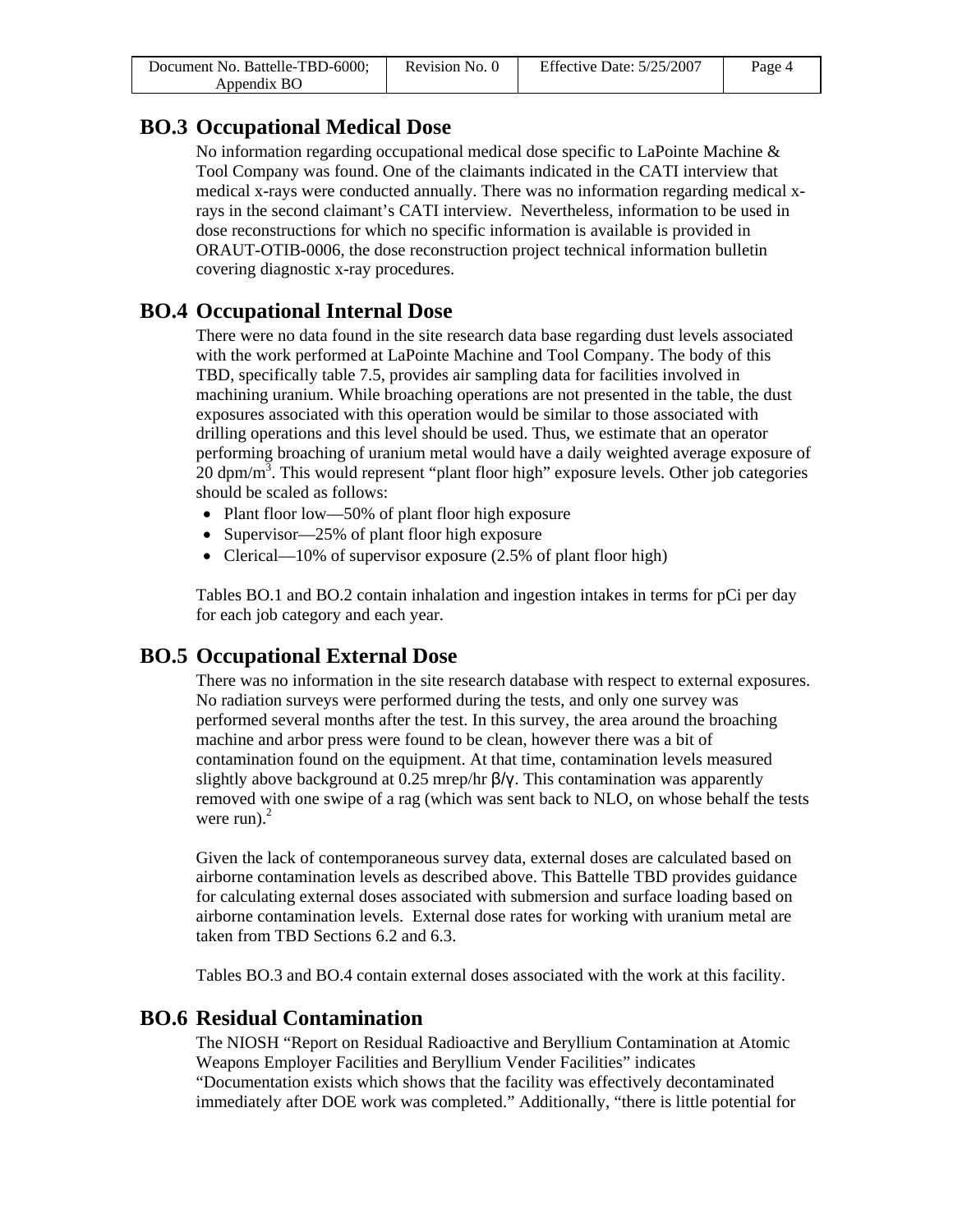## BO.3 Occupational Medical Dose

No information regarding occupational medical dose specific to LaPointe Machine & Tool Company was found. One of the claimants indicated in the CATI interview that medical x-rays were conducted annually. There was no information regarding medical x-rays in the second claimant's CATI interview. Nevertheless, information to be used in dose reconstructions for which no specific information is available is provided in ORAUT-OTIB-0006, the dose reconstruction project technical information bulletin covering diagnostic x-ray procedures.

## BO.4 Occupational Internal Dose

There were no data found in the site research data base regarding dust levels associated with the work performed at LaPointe Machine and Tool Company. The body of this TBD, specifically table 7.5, provides air sampling data for facilities involved in machining uranium. While broaching operations are not presented in the table, the dust exposures associated with this operation would be similar to those associated with drilling operations and this level should be used. Thus, we estimate that an operator performing broaching of uranium metal would have a daily weighted average exposure of 20 dpm/m$^3$. This would represent "plant floor high" exposure levels. Other job categories should be scaled as follows:

- Plant floor low—50% of plant floor high exposure
- Supervisor—25% of plant floor high exposure
- Clerical—10% of supervisor exposure (2.5% of plant floor high)

Tables BO.1 and BO.2 contain inhalation and ingestion intakes in terms for pCi per day for each job category and each year.

## BO.5 Occupational External Dose

There was no information in the site research database with respect to external exposures. No radiation surveys were performed during the tests, and only one survey was performed several months after the test. In this survey, the area around the broaching machine and arbor press were found to be clean, however there was a bit of contamination found on the equipment. At that time, contamination levels measured slightly above background at 0.25 mrep/hr β/γ. This contamination was apparently removed with one swipe of a rag (which was sent back to NLO, on whose behalf the tests were run).[2]

Given the lack of contemporaneous survey data, external doses are calculated based on airborne contamination levels as described above. This Battelle TBD provides guidance for calculating external doses associated with submersion and surface loading based on airborne contamination levels. External dose rates for working with uranium metal are taken from TBD Sections 6.2 and 6.3.

Tables BO.3 and BO.4 contain external doses associated with the work at this facility.

## BO.6 Residual Contamination

The NIOSH "Report on Residual Radioactive and Beryllium Contamination at Atomic Weapons Employer Facilities and Beryllium Vender Facilities" indicates "Documentation exists which shows that the facility was effectively decontaminated immediately after DOE work was completed." Additionally, "there is little potential for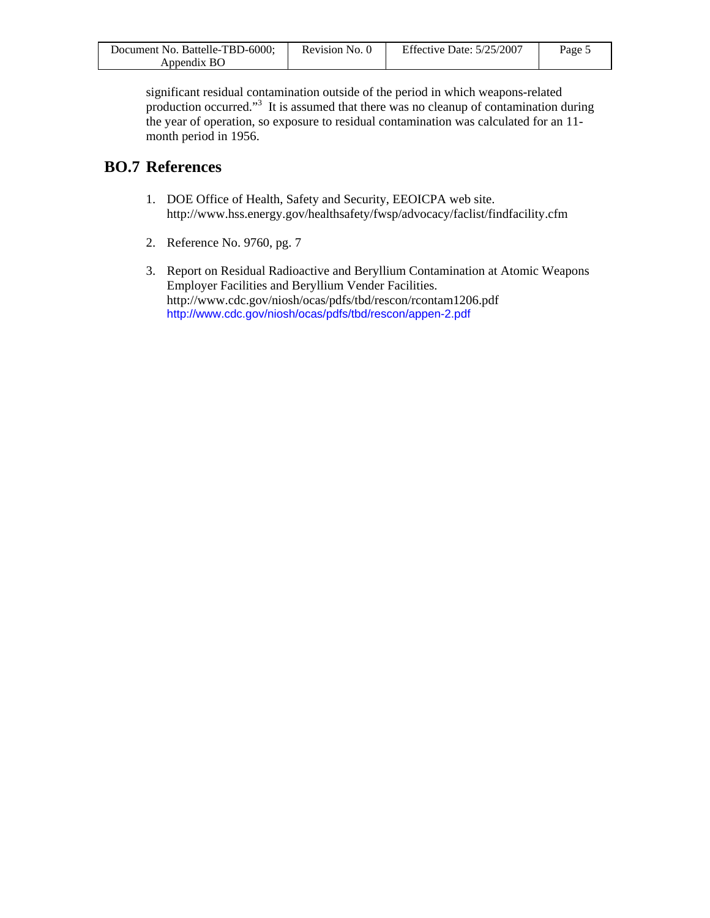significant residual contamination outside of the period in which weapons-related production occurred."[3] It is assumed that there was no cleanup of contamination during the year of operation, so exposure to residual contamination was calculated for an 11-month period in 1956.

## BO.7 References

1. DOE Office of Health, Safety and Security, EEOICPA web site. http://www.hss.energy.gov/healthsafety/fwsp/advocacy/faclist/findfacility.cfm

2. Reference No. 9760, pg. 7

3. Report on Residual Radioactive and Beryllium Contamination at Atomic Weapons Employer Facilities and Beryllium Vender Facilities. http://www.cdc.gov/niosh/ocas/pdfs/tbd/rescon/rcontam1206.pdf http://www.cdc.gov/niosh/ocas/pdfs/tbd/rescon/appen-2.pdf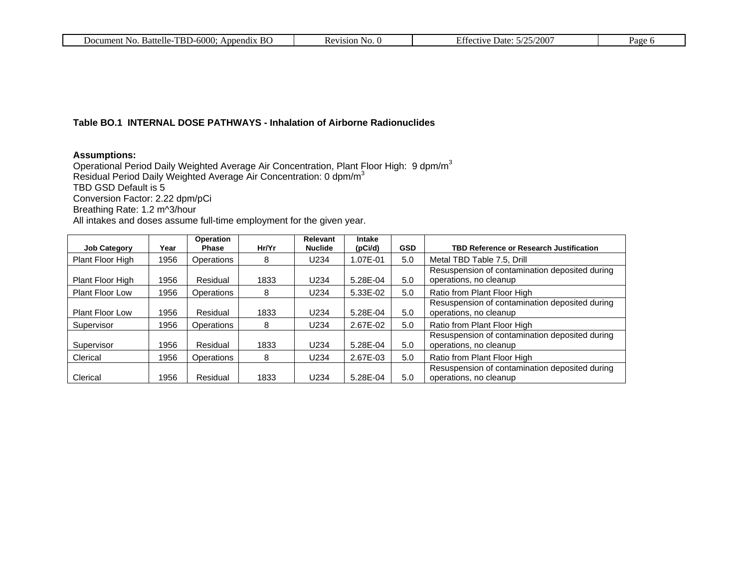**Table BO.1 INTERNAL DOSE PATHWAYS - Inhalation of Airborne Radionuclides**

**Assumptions:**
Operational Period Daily Weighted Average Air Concentration, Plant Floor High: 9 dpm/m$^3$
Residual Period Daily Weighted Average Air Concentration: 0 dpm/m$^3$
TBD GSD Default is 5
Conversion Factor: 2.22 dpm/pCi
Breathing Rate: 1.2 m^3/hour
All intakes and doses assume full-time employment for the given year.

| Job Category | Year | Operation Phase | Hr/Yr | Relevant Nuclide | Intake (pCi/d) | GSD | TBD Reference or Research Justification |
|---|---|---|---|---|---|---|---|
| Plant Floor High | 1956 | Operations | 8 | U234 | 1.07E-01 | 5.0 | Metal TBD Table 7.5, Drill |
| Plant Floor High | 1956 | Residual | 1833 | U234 | 5.28E-04 | 5.0 | Resuspension of contamination deposited during operations, no cleanup |
| Plant Floor Low | 1956 | Operations | 8 | U234 | 5.33E-02 | 5.0 | Ratio from Plant Floor High |
| Plant Floor Low | 1956 | Residual | 1833 | U234 | 5.28E-04 | 5.0 | Resuspension of contamination deposited during operations, no cleanup |
| Supervisor | 1956 | Operations | 8 | U234 | 2.67E-02 | 5.0 | Ratio from Plant Floor High |
| Supervisor | 1956 | Residual | 1833 | U234 | 5.28E-04 | 5.0 | Resuspension of contamination deposited during operations, no cleanup |
| Clerical | 1956 | Operations | 8 | U234 | 2.67E-03 | 5.0 | Ratio from Plant Floor High |
| Clerical | 1956 | Residual | 1833 | U234 | 5.28E-04 | 5.0 | Resuspension of contamination deposited during operations, no cleanup |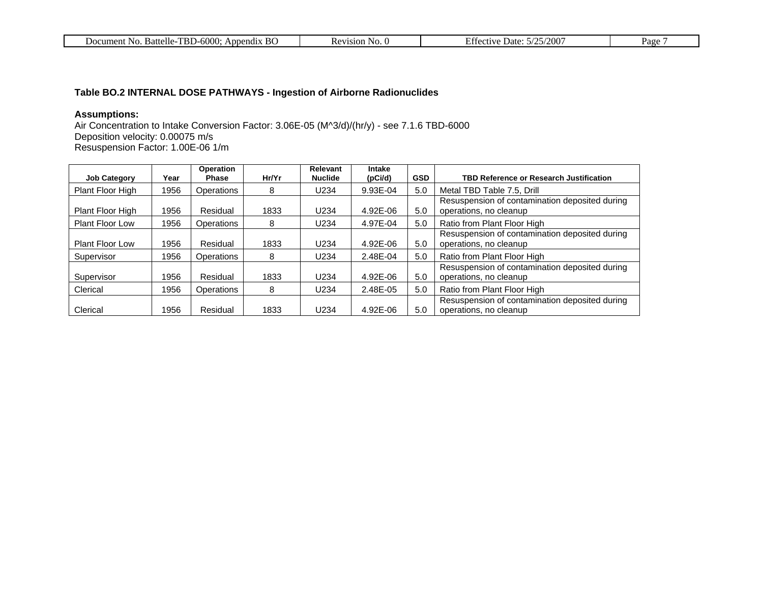### Table BO.2 INTERNAL DOSE PATHWAYS - Ingestion of Airborne Radionuclides

**Assumptions:**
Air Concentration to Intake Conversion Factor: 3.06E-05 (M^3/d)/(hr/y) - see 7.1.6 TBD-6000
Deposition velocity: 0.00075 m/s
Resuspension Factor: 1.00E-06 1/m

| Job Category | Year | Operation Phase | Hr/Yr | Relevant Nuclide | Intake (pCi/d) | GSD | TBD Reference or Research Justification |
|---|---|---|---|---|---|---|---|
| Plant Floor High | 1956 | Operations | 8 | U234 | 9.93E-04 | 5.0 | Metal TBD Table 7.5, Drill |
| Plant Floor High | 1956 | Residual | 1833 | U234 | 4.92E-06 | 5.0 | Resuspension of contamination deposited during operations, no cleanup |
| Plant Floor Low | 1956 | Operations | 8 | U234 | 4.97E-04 | 5.0 | Ratio from Plant Floor High |
| Plant Floor Low | 1956 | Residual | 1833 | U234 | 4.92E-06 | 5.0 | Resuspension of contamination deposited during operations, no cleanup |
| Supervisor | 1956 | Operations | 8 | U234 | 2.48E-04 | 5.0 | Ratio from Plant Floor High |
| Supervisor | 1956 | Residual | 1833 | U234 | 4.92E-06 | 5.0 | Resuspension of contamination deposited during operations, no cleanup |
| Clerical | 1956 | Operations | 8 | U234 | 2.48E-05 | 5.0 | Ratio from Plant Floor High |
| Clerical | 1956 | Residual | 1833 | U234 | 4.92E-06 | 5.0 | Resuspension of contamination deposited during operations, no cleanup |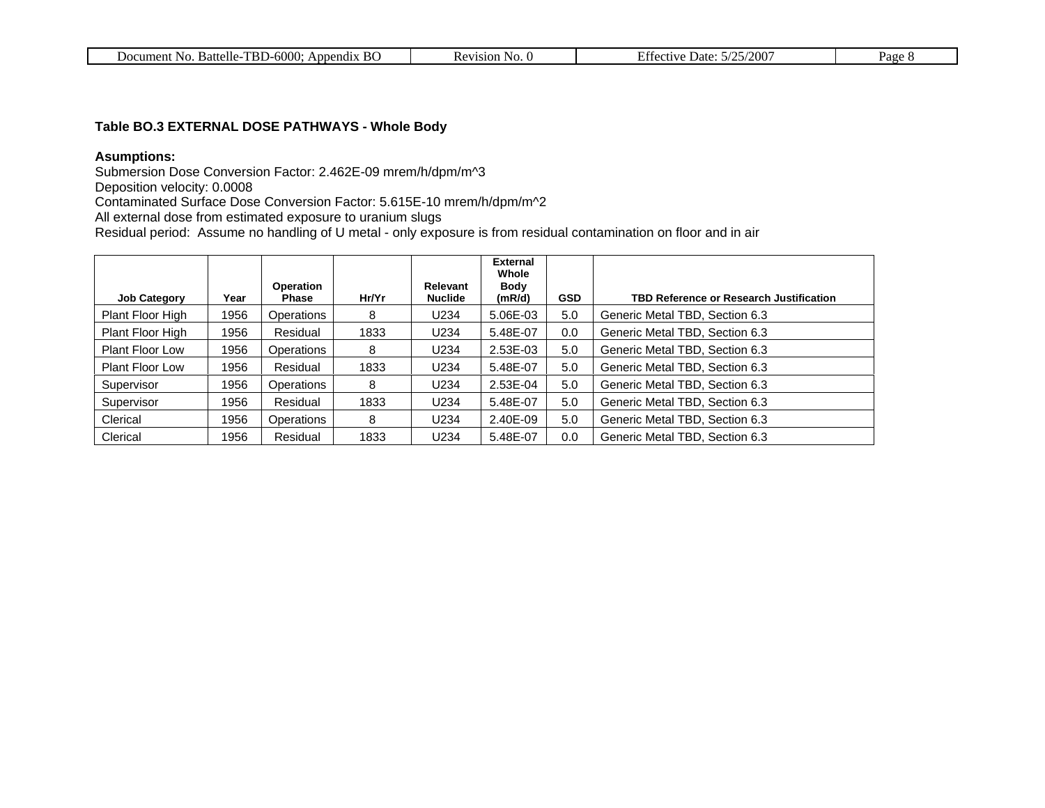**Table BO.3 EXTERNAL DOSE PATHWAYS - Whole Body**

**Asumptions:**

Submersion Dose Conversion Factor: 2.462E-09 mrem/h/dpm/m^3
Deposition velocity: 0.0008
Contaminated Surface Dose Conversion Factor: 5.615E-10 mrem/h/dpm/m^2
All external dose from estimated exposure to uranium slugs
Residual period: Assume no handling of U metal - only exposure is from residual contamination on floor and in air

| Job Category | Year | Operation Phase | Hr/Yr | Relevant Nuclide | External Whole Body (mR/d) | GSD | TBD Reference or Research Justification |
|---|---|---|---|---|---|---|---|
| Plant Floor High | 1956 | Operations | 8 | U234 | 5.06E-03 | 5.0 | Generic Metal TBD, Section 6.3 |
| Plant Floor High | 1956 | Residual | 1833 | U234 | 5.48E-07 | 0.0 | Generic Metal TBD, Section 6.3 |
| Plant Floor Low | 1956 | Operations | 8 | U234 | 2.53E-03 | 5.0 | Generic Metal TBD, Section 6.3 |
| Plant Floor Low | 1956 | Residual | 1833 | U234 | 5.48E-07 | 5.0 | Generic Metal TBD, Section 6.3 |
| Supervisor | 1956 | Operations | 8 | U234 | 2.53E-04 | 5.0 | Generic Metal TBD, Section 6.3 |
| Supervisor | 1956 | Residual | 1833 | U234 | 5.48E-07 | 5.0 | Generic Metal TBD, Section 6.3 |
| Clerical | 1956 | Operations | 8 | U234 | 2.40E-09 | 5.0 | Generic Metal TBD, Section 6.3 |
| Clerical | 1956 | Residual | 1833 | U234 | 5.48E-07 | 0.0 | Generic Metal TBD, Section 6.3 |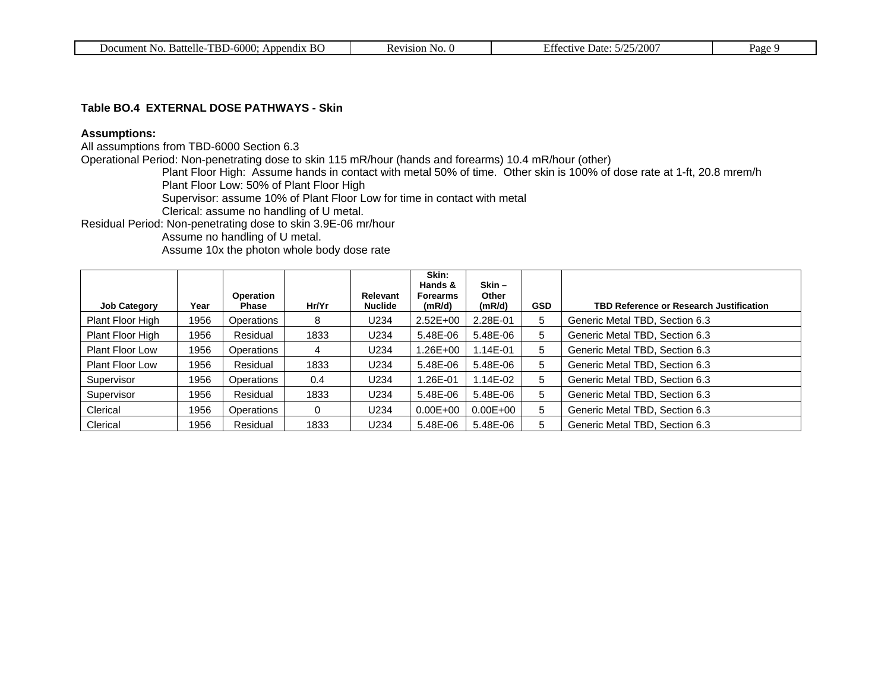**Table BO.4 EXTERNAL DOSE PATHWAYS - Skin**

**Assumptions:**

All assumptions from TBD-6000 Section 6.3

Operational Period: Non-penetrating dose to skin 115 mR/hour (hands and forearms) 10.4 mR/hour (other)

Plant Floor High: Assume hands in contact with metal 50% of time. Other skin is 100% of dose rate at 1-ft, 20.8 mrem/h

Plant Floor Low: 50% of Plant Floor High

Supervisor: assume 10% of Plant Floor Low for time in contact with metal

Clerical: assume no handling of U metal.

Residual Period: Non-penetrating dose to skin 3.9E-06 mr/hour

Assume no handling of U metal.

Assume 10x the photon whole body dose rate

| Job Category | Year | Operation Phase | Hr/Yr | Relevant Nuclide | Skin: Hands & Forearms (mR/d) | Skin – Other (mR/d) | GSD | TBD Reference or Research Justification |
|---|---|---|---|---|---|---|---|---|
| Plant Floor High | 1956 | Operations | 8 | U234 | 2.52E+00 | 2.28E-01 | 5 | Generic Metal TBD, Section 6.3 |
| Plant Floor High | 1956 | Residual | 1833 | U234 | 5.48E-06 | 5.48E-06 | 5 | Generic Metal TBD, Section 6.3 |
| Plant Floor Low | 1956 | Operations | 4 | U234 | 1.26E+00 | 1.14E-01 | 5 | Generic Metal TBD, Section 6.3 |
| Plant Floor Low | 1956 | Residual | 1833 | U234 | 5.48E-06 | 5.48E-06 | 5 | Generic Metal TBD, Section 6.3 |
| Supervisor | 1956 | Operations | 0.4 | U234 | 1.26E-01 | 1.14E-02 | 5 | Generic Metal TBD, Section 6.3 |
| Supervisor | 1956 | Residual | 1833 | U234 | 5.48E-06 | 5.48E-06 | 5 | Generic Metal TBD, Section 6.3 |
| Clerical | 1956 | Operations | 0 | U234 | 0.00E+00 | 0.00E+00 | 5 | Generic Metal TBD, Section 6.3 |
| Clerical | 1956 | Residual | 1833 | U234 | 5.48E-06 | 5.48E-06 | 5 | Generic Metal TBD, Section 6.3 |